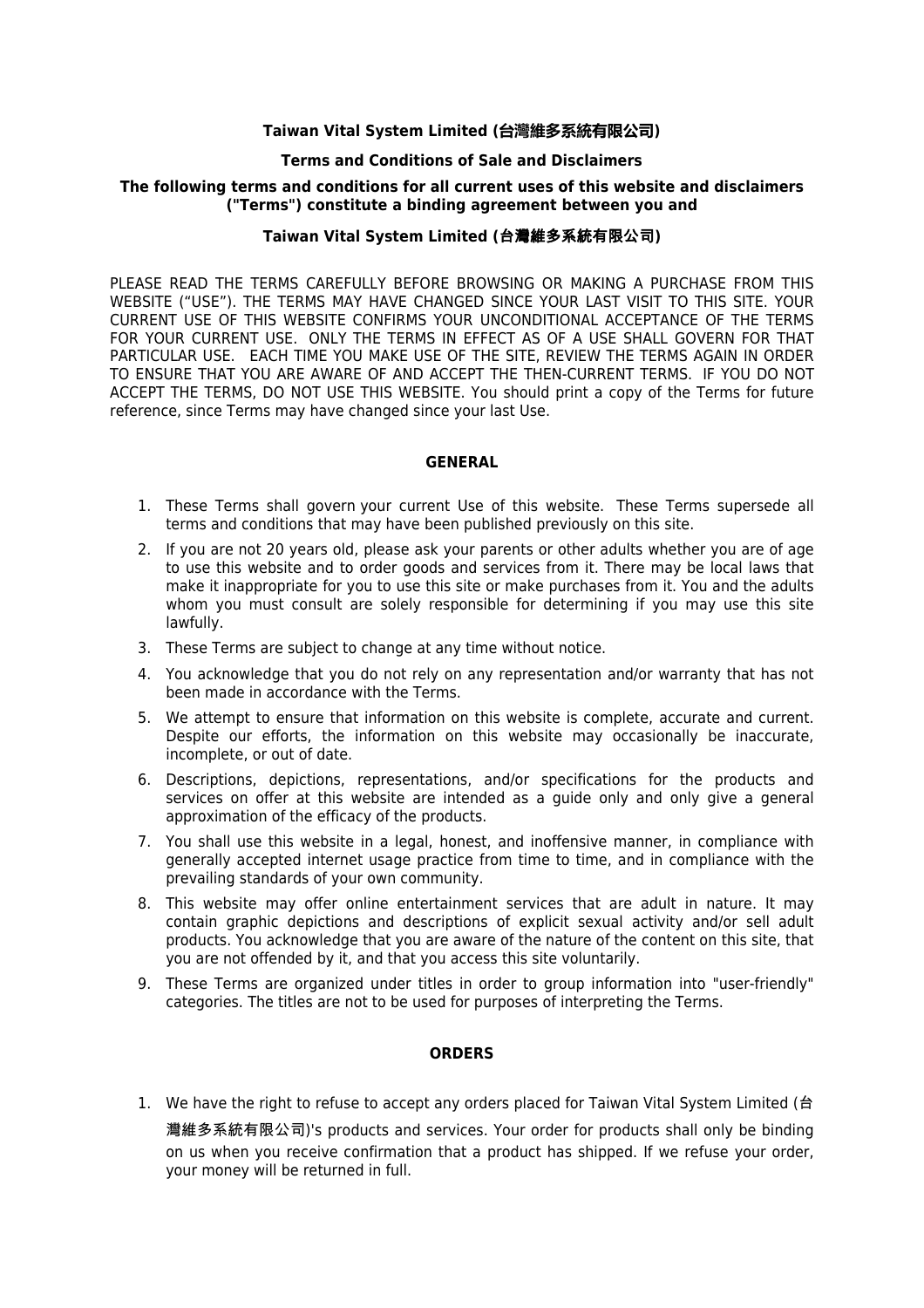**Taiwan Vital System Limited (台灣維多系統有限公司)**

**Terms and Conditions of Sale and Disclaimers**

**The following terms and conditions for all current uses of this website and disclaimers ("Terms") constitute a binding agreement between you and**

**Taiwan Vital System Limited (台灣維多系統有限公司)**

PLEASE READ THE TERMS CAREFULLY BEFORE BROWSING OR MAKING A PURCHASE FROM THIS WEBSITE ("USE"). THE TERMS MAY HAVE CHANGED SINCE YOUR LAST VISIT TO THIS SITE. YOUR CURRENT USE OF THIS WEBSITE CONFIRMS YOUR UNCONDITIONAL ACCEPTANCE OF THE TERMS FOR YOUR CURRENT USE. ONLY THE TERMS IN EFFECT AS OF A USE SHALL GOVERN FOR THAT PARTICULAR USE. EACH TIME YOU MAKE USE OF THE SITE, REVIEW THE TERMS AGAIN IN ORDER TO ENSURE THAT YOU ARE AWARE OF AND ACCEPT THE THEN-CURRENT TERMS. IF YOU DO NOT ACCEPT THE TERMS, DO NOT USE THIS WEBSITE. You should print a copy of the Terms for future reference, since Terms may have changed since your last Use.

**GENERAL**

1. These Terms shall govern your current Use of this website. These Terms supersede all terms and conditions that may have been published previously on this site.
2. If you are not 20 years old, please ask your parents or other adults whether you are of age to use this website and to order goods and services from it. There may be local laws that make it inappropriate for you to use this site or make purchases from it. You and the adults whom you must consult are solely responsible for determining if you may use this site lawfully.
3. These Terms are subject to change at any time without notice.
4. You acknowledge that you do not rely on any representation and/or warranty that has not been made in accordance with the Terms.
5. We attempt to ensure that information on this website is complete, accurate and current. Despite our efforts, the information on this website may occasionally be inaccurate, incomplete, or out of date.
6. Descriptions, depictions, representations, and/or specifications for the products and services on offer at this website are intended as a guide only and only give a general approximation of the efficacy of the products.
7. You shall use this website in a legal, honest, and inoffensive manner, in compliance with generally accepted internet usage practice from time to time, and in compliance with the prevailing standards of your own community.
8. This website may offer online entertainment services that are adult in nature. It may contain graphic depictions and descriptions of explicit sexual activity and/or sell adult products. You acknowledge that you are aware of the nature of the content on this site, that you are not offended by it, and that you access this site voluntarily.
9. These Terms are organized under titles in order to group information into "user-friendly" categories. The titles are not to be used for purposes of interpreting the Terms.

**ORDERS**

1. We have the right to refuse to accept any orders placed for Taiwan Vital System Limited (台灣維多系統有限公司)'s products and services. Your order for products shall only be binding on us when you receive confirmation that a product has shipped. If we refuse your order, your money will be returned in full.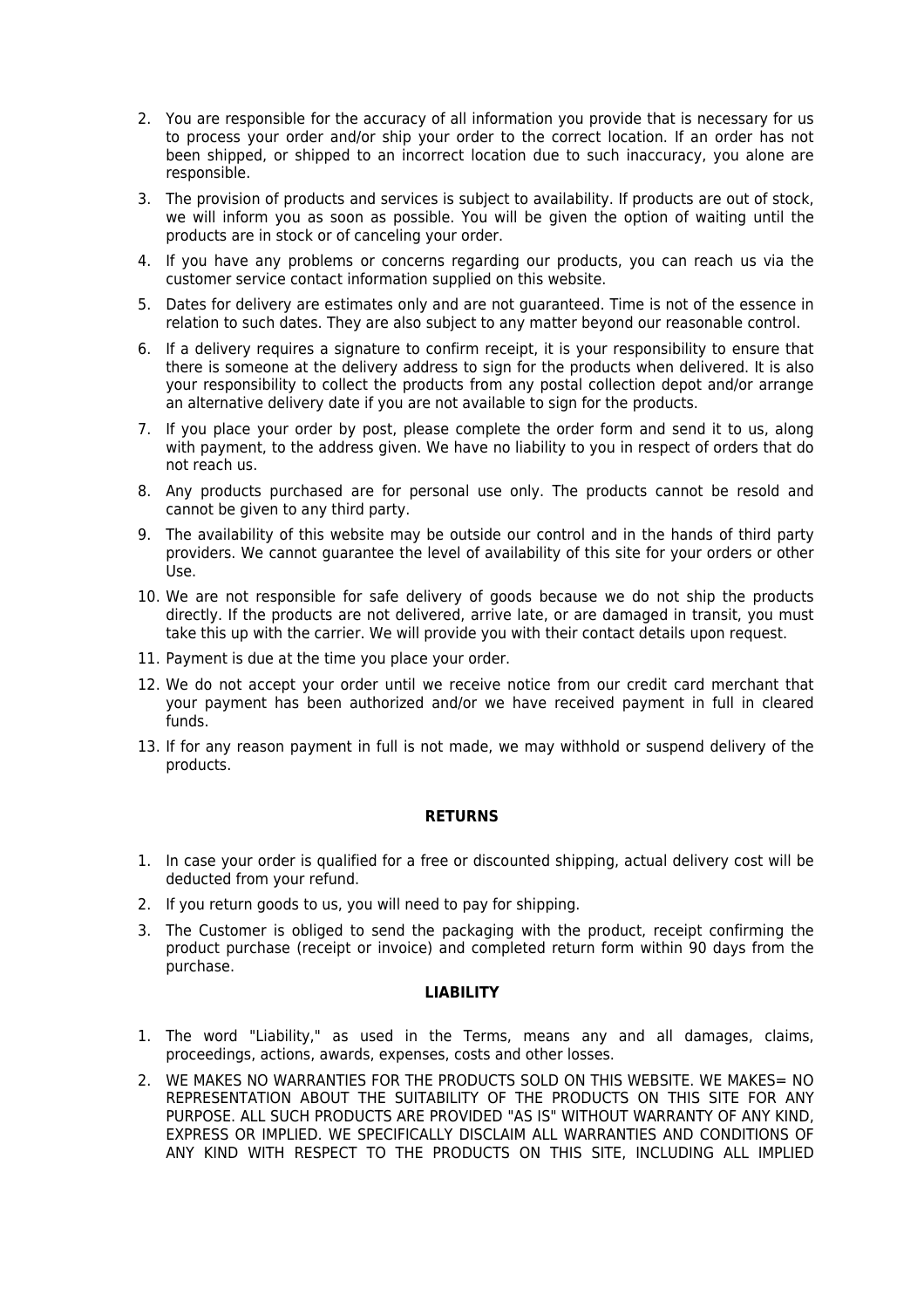2. You are responsible for the accuracy of all information you provide that is necessary for us to process your order and/or ship your order to the correct location. If an order has not been shipped, or shipped to an incorrect location due to such inaccuracy, you alone are responsible.
3. The provision of products and services is subject to availability. If products are out of stock, we will inform you as soon as possible. You will be given the option of waiting until the products are in stock or of canceling your order.
4. If you have any problems or concerns regarding our products, you can reach us via the customer service contact information supplied on this website.
5. Dates for delivery are estimates only and are not guaranteed. Time is not of the essence in relation to such dates. They are also subject to any matter beyond our reasonable control.
6. If a delivery requires a signature to confirm receipt, it is your responsibility to ensure that there is someone at the delivery address to sign for the products when delivered. It is also your responsibility to collect the products from any postal collection depot and/or arrange an alternative delivery date if you are not available to sign for the products.
7. If you place your order by post, please complete the order form and send it to us, along with payment, to the address given. We have no liability to you in respect of orders that do not reach us.
8. Any products purchased are for personal use only. The products cannot be resold and cannot be given to any third party.
9. The availability of this website may be outside our control and in the hands of third party providers. We cannot guarantee the level of availability of this site for your orders or other Use.
10. We are not responsible for safe delivery of goods because we do not ship the products directly. If the products are not delivered, arrive late, or are damaged in transit, you must take this up with the carrier. We will provide you with their contact details upon request.
11. Payment is due at the time you place your order.
12. We do not accept your order until we receive notice from our credit card merchant that your payment has been authorized and/or we have received payment in full in cleared funds.
13. If for any reason payment in full is not made, we may withhold or suspend delivery of the products.

**RETURNS**

1. In case your order is qualified for a free or discounted shipping, actual delivery cost will be deducted from your refund.
2. If you return goods to us, you will need to pay for shipping.
3. The Customer is obliged to send the packaging with the product, receipt confirming the product purchase (receipt or invoice) and completed return form within 90 days from the purchase.

**LIABILITY**

1. The word "Liability," as used in the Terms, means any and all damages, claims, proceedings, actions, awards, expenses, costs and other losses.
2. WE MAKES NO WARRANTIES FOR THE PRODUCTS SOLD ON THIS WEBSITE. WE MAKES= NO REPRESENTATION ABOUT THE SUITABILITY OF THE PRODUCTS ON THIS SITE FOR ANY PURPOSE. ALL SUCH PRODUCTS ARE PROVIDED "AS IS" WITHOUT WARRANTY OF ANY KIND, EXPRESS OR IMPLIED. WE SPECIFICALLY DISCLAIM ALL WARRANTIES AND CONDITIONS OF ANY KIND WITH RESPECT TO THE PRODUCTS ON THIS SITE, INCLUDING ALL IMPLIED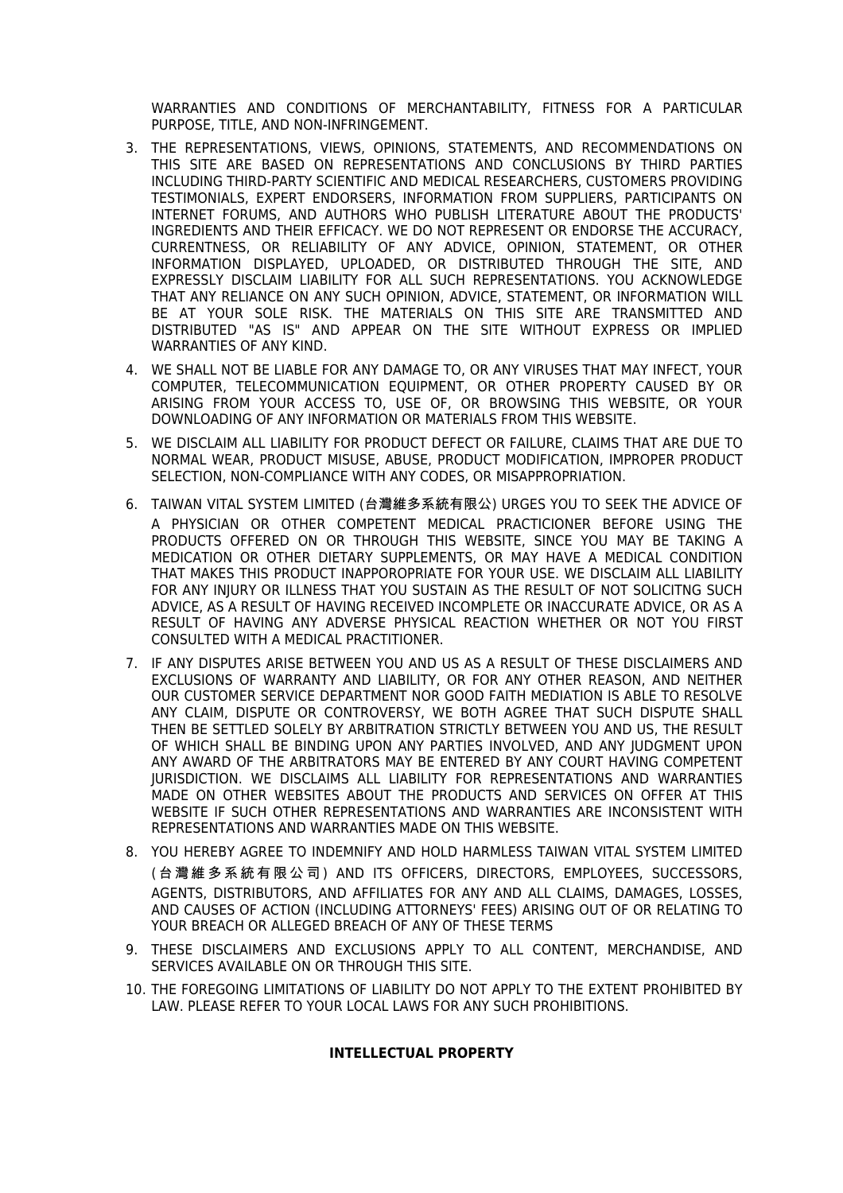WARRANTIES AND CONDITIONS OF MERCHANTABILITY, FITNESS FOR A PARTICULAR PURPOSE, TITLE, AND NON-INFRINGEMENT.

3. THE REPRESENTATIONS, VIEWS, OPINIONS, STATEMENTS, AND RECOMMENDATIONS ON THIS SITE ARE BASED ON REPRESENTATIONS AND CONCLUSIONS BY THIRD PARTIES INCLUDING THIRD-PARTY SCIENTIFIC AND MEDICAL RESEARCHERS, CUSTOMERS PROVIDING TESTIMONIALS, EXPERT ENDORSERS, INFORMATION FROM SUPPLIERS, PARTICIPANTS ON INTERNET FORUMS, AND AUTHORS WHO PUBLISH LITERATURE ABOUT THE PRODUCTS' INGREDIENTS AND THEIR EFFICACY. WE DO NOT REPRESENT OR ENDORSE THE ACCURACY, CURRENTNESS, OR RELIABILITY OF ANY ADVICE, OPINION, STATEMENT, OR OTHER INFORMATION DISPLAYED, UPLOADED, OR DISTRIBUTED THROUGH THE SITE, AND EXPRESSLY DISCLAIM LIABILITY FOR ALL SUCH REPRESENTATIONS. YOU ACKNOWLEDGE THAT ANY RELIANCE ON ANY SUCH OPINION, ADVICE, STATEMENT, OR INFORMATION WILL BE AT YOUR SOLE RISK. THE MATERIALS ON THIS SITE ARE TRANSMITTED AND DISTRIBUTED "AS IS" AND APPEAR ON THE SITE WITHOUT EXPRESS OR IMPLIED WARRANTIES OF ANY KIND.
4. WE SHALL NOT BE LIABLE FOR ANY DAMAGE TO, OR ANY VIRUSES THAT MAY INFECT, YOUR COMPUTER, TELECOMMUNICATION EQUIPMENT, OR OTHER PROPERTY CAUSED BY OR ARISING FROM YOUR ACCESS TO, USE OF, OR BROWSING THIS WEBSITE, OR YOUR DOWNLOADING OF ANY INFORMATION OR MATERIALS FROM THIS WEBSITE.
5. WE DISCLAIM ALL LIABILITY FOR PRODUCT DEFECT OR FAILURE, CLAIMS THAT ARE DUE TO NORMAL WEAR, PRODUCT MISUSE, ABUSE, PRODUCT MODIFICATION, IMPROPER PRODUCT SELECTION, NON-COMPLIANCE WITH ANY CODES, OR MISAPPROPRIATION.
6. TAIWAN VITAL SYSTEM LIMITED (台灣維多系統有限公) URGES YOU TO SEEK THE ADVICE OF A PHYSICIAN OR OTHER COMPETENT MEDICAL PRACTICIONER BEFORE USING THE PRODUCTS OFFERED ON OR THROUGH THIS WEBSITE, SINCE YOU MAY BE TAKING A MEDICATION OR OTHER DIETARY SUPPLEMENTS, OR MAY HAVE A MEDICAL CONDITION THAT MAKES THIS PRODUCT INAPPOROPRIATE FOR YOUR USE. WE DISCLAIM ALL LIABILITY FOR ANY INJURY OR ILLNESS THAT YOU SUSTAIN AS THE RESULT OF NOT SOLICITNG SUCH ADVICE, AS A RESULT OF HAVING RECEIVED INCOMPLETE OR INACCURATE ADVICE, OR AS A RESULT OF HAVING ANY ADVERSE PHYSICAL REACTION WHETHER OR NOT YOU FIRST CONSULTED WITH A MEDICAL PRACTITIONER.
7. IF ANY DISPUTES ARISE BETWEEN YOU AND US AS A RESULT OF THESE DISCLAIMERS AND EXCLUSIONS OF WARRANTY AND LIABILITY, OR FOR ANY OTHER REASON, AND NEITHER OUR CUSTOMER SERVICE DEPARTMENT NOR GOOD FAITH MEDIATION IS ABLE TO RESOLVE ANY CLAIM, DISPUTE OR CONTROVERSY, WE BOTH AGREE THAT SUCH DISPUTE SHALL THEN BE SETTLED SOLELY BY ARBITRATION STRICTLY BETWEEN YOU AND US, THE RESULT OF WHICH SHALL BE BINDING UPON ANY PARTIES INVOLVED, AND ANY JUDGMENT UPON ANY AWARD OF THE ARBITRATORS MAY BE ENTERED BY ANY COURT HAVING COMPETENT JURISDICTION. WE DISCLAIMS ALL LIABILITY FOR REPRESENTATIONS AND WARRANTIES MADE ON OTHER WEBSITES ABOUT THE PRODUCTS AND SERVICES ON OFFER AT THIS WEBSITE IF SUCH OTHER REPRESENTATIONS AND WARRANTIES ARE INCONSISTENT WITH REPRESENTATIONS AND WARRANTIES MADE ON THIS WEBSITE.
8. YOU HEREBY AGREE TO INDEMNIFY AND HOLD HARMLESS TAIWAN VITAL SYSTEM LIMITED (台灣維多系統有限公司) AND ITS OFFICERS, DIRECTORS, EMPLOYEES, SUCCESSORS, AGENTS, DISTRIBUTORS, AND AFFILIATES FOR ANY AND ALL CLAIMS, DAMAGES, LOSSES, AND CAUSES OF ACTION (INCLUDING ATTORNEYS' FEES) ARISING OUT OF OR RELATING TO YOUR BREACH OR ALLEGED BREACH OF ANY OF THESE TERMS
9. THESE DISCLAIMERS AND EXCLUSIONS APPLY TO ALL CONTENT, MERCHANDISE, AND SERVICES AVAILABLE ON OR THROUGH THIS SITE.
10. THE FOREGOING LIMITATIONS OF LIABILITY DO NOT APPLY TO THE EXTENT PROHIBITED BY LAW. PLEASE REFER TO YOUR LOCAL LAWS FOR ANY SUCH PROHIBITIONS.

## INTELLECTUAL PROPERTY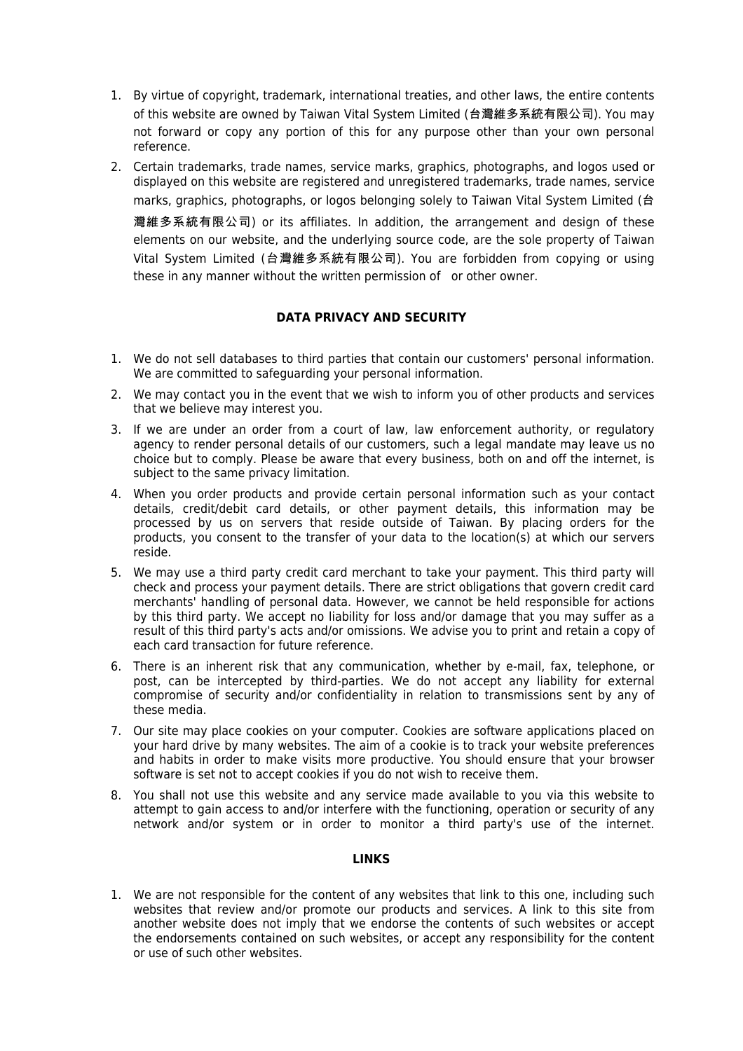1. By virtue of copyright, trademark, international treaties, and other laws, the entire contents of this website are owned by Taiwan Vital System Limited (台灣維多系統有限公司). You may not forward or copy any portion of this for any purpose other than your own personal reference.
2. Certain trademarks, trade names, service marks, graphics, photographs, and logos used or displayed on this website are registered and unregistered trademarks, trade names, service marks, graphics, photographs, or logos belonging solely to Taiwan Vital System Limited (台灣維多系統有限公司) or its affiliates. In addition, the arrangement and design of these elements on our website, and the underlying source code, are the sole property of Taiwan Vital System Limited (台灣維多系統有限公司). You are forbidden from copying or using these in any manner without the written permission of  or other owner.

**DATA PRIVACY AND SECURITY**

1. We do not sell databases to third parties that contain our customers' personal information. We are committed to safeguarding your personal information.
2. We may contact you in the event that we wish to inform you of other products and services that we believe may interest you.
3. If we are under an order from a court of law, law enforcement authority, or regulatory agency to render personal details of our customers, such a legal mandate may leave us no choice but to comply. Please be aware that every business, both on and off the internet, is subject to the same privacy limitation.
4. When you order products and provide certain personal information such as your contact details, credit/debit card details, or other payment details, this information may be processed by us on servers that reside outside of Taiwan. By placing orders for the products, you consent to the transfer of your data to the location(s) at which our servers reside.
5. We may use a third party credit card merchant to take your payment. This third party will check and process your payment details. There are strict obligations that govern credit card merchants' handling of personal data. However, we cannot be held responsible for actions by this third party. We accept no liability for loss and/or damage that you may suffer as a result of this third party's acts and/or omissions. We advise you to print and retain a copy of each card transaction for future reference.
6. There is an inherent risk that any communication, whether by e-mail, fax, telephone, or post, can be intercepted by third-parties. We do not accept any liability for external compromise of security and/or confidentiality in relation to transmissions sent by any of these media.
7. Our site may place cookies on your computer. Cookies are software applications placed on your hard drive by many websites. The aim of a cookie is to track your website preferences and habits in order to make visits more productive. You should ensure that your browser software is set not to accept cookies if you do not wish to receive them.
8. You shall not use this website and any service made available to you via this website to attempt to gain access to and/or interfere with the functioning, operation or security of any network and/or system or in order to monitor a third party's use of the internet.

**LINKS**

1. We are not responsible for the content of any websites that link to this one, including such websites that review and/or promote our products and services. A link to this site from another website does not imply that we endorse the contents of such websites or accept the endorsements contained on such websites, or accept any responsibility for the content or use of such other websites.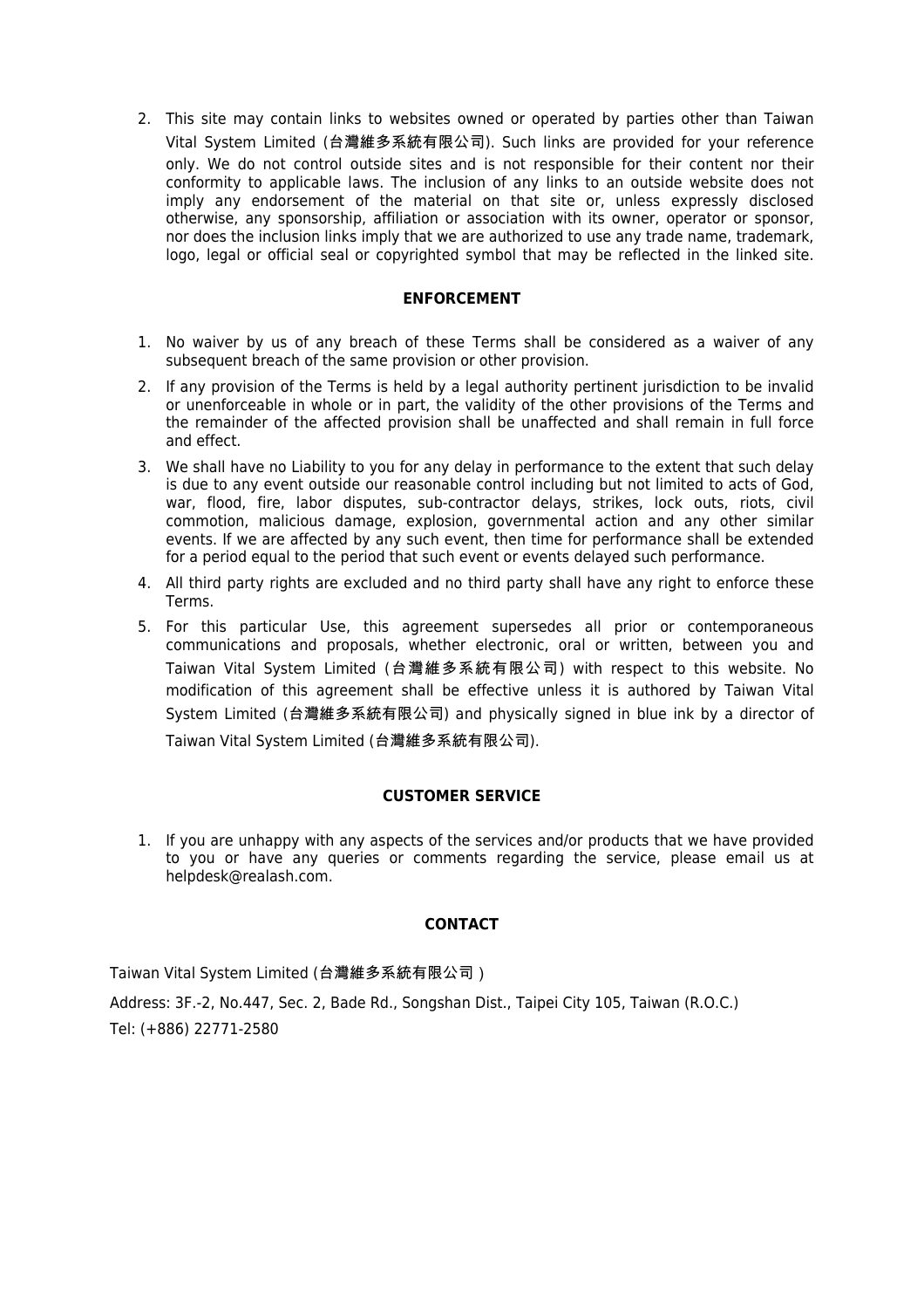2. This site may contain links to websites owned or operated by parties other than Taiwan Vital System Limited (台灣維多系統有限公司). Such links are provided for your reference only. We do not control outside sites and is not responsible for their content nor their conformity to applicable laws. The inclusion of any links to an outside website does not imply any endorsement of the material on that site or, unless expressly disclosed otherwise, any sponsorship, affiliation or association with its owner, operator or sponsor, nor does the inclusion links imply that we are authorized to use any trade name, trademark, logo, legal or official seal or copyrighted symbol that may be reflected in the linked site.

**ENFORCEMENT**

1. No waiver by us of any breach of these Terms shall be considered as a waiver of any subsequent breach of the same provision or other provision.
2. If any provision of the Terms is held by a legal authority pertinent jurisdiction to be invalid or unenforceable in whole or in part, the validity of the other provisions of the Terms and the remainder of the affected provision shall be unaffected and shall remain in full force and effect.
3. We shall have no Liability to you for any delay in performance to the extent that such delay is due to any event outside our reasonable control including but not limited to acts of God, war, flood, fire, labor disputes, sub-contractor delays, strikes, lock outs, riots, civil commotion, malicious damage, explosion, governmental action and any other similar events. If we are affected by any such event, then time for performance shall be extended for a period equal to the period that such event or events delayed such performance.
4. All third party rights are excluded and no third party shall have any right to enforce these Terms.
5. For this particular Use, this agreement supersedes all prior or contemporaneous communications and proposals, whether electronic, oral or written, between you and Taiwan Vital System Limited (台灣維多系統有限公司) with respect to this website. No modification of this agreement shall be effective unless it is authored by Taiwan Vital System Limited (台灣維多系統有限公司) and physically signed in blue ink by a director of Taiwan Vital System Limited (台灣維多系統有限公司).

**CUSTOMER SERVICE**

1. If you are unhappy with any aspects of the services and/or products that we have provided to you or have any queries or comments regarding the service, please email us at helpdesk@realash.com.

**CONTACT**

Taiwan Vital System Limited (台灣維多系統有限公司 )

Address: 3F.-2, No.447, Sec. 2, Bade Rd., Songshan Dist., Taipei City 105, Taiwan (R.O.C.)

Tel: (+886) 22771-2580